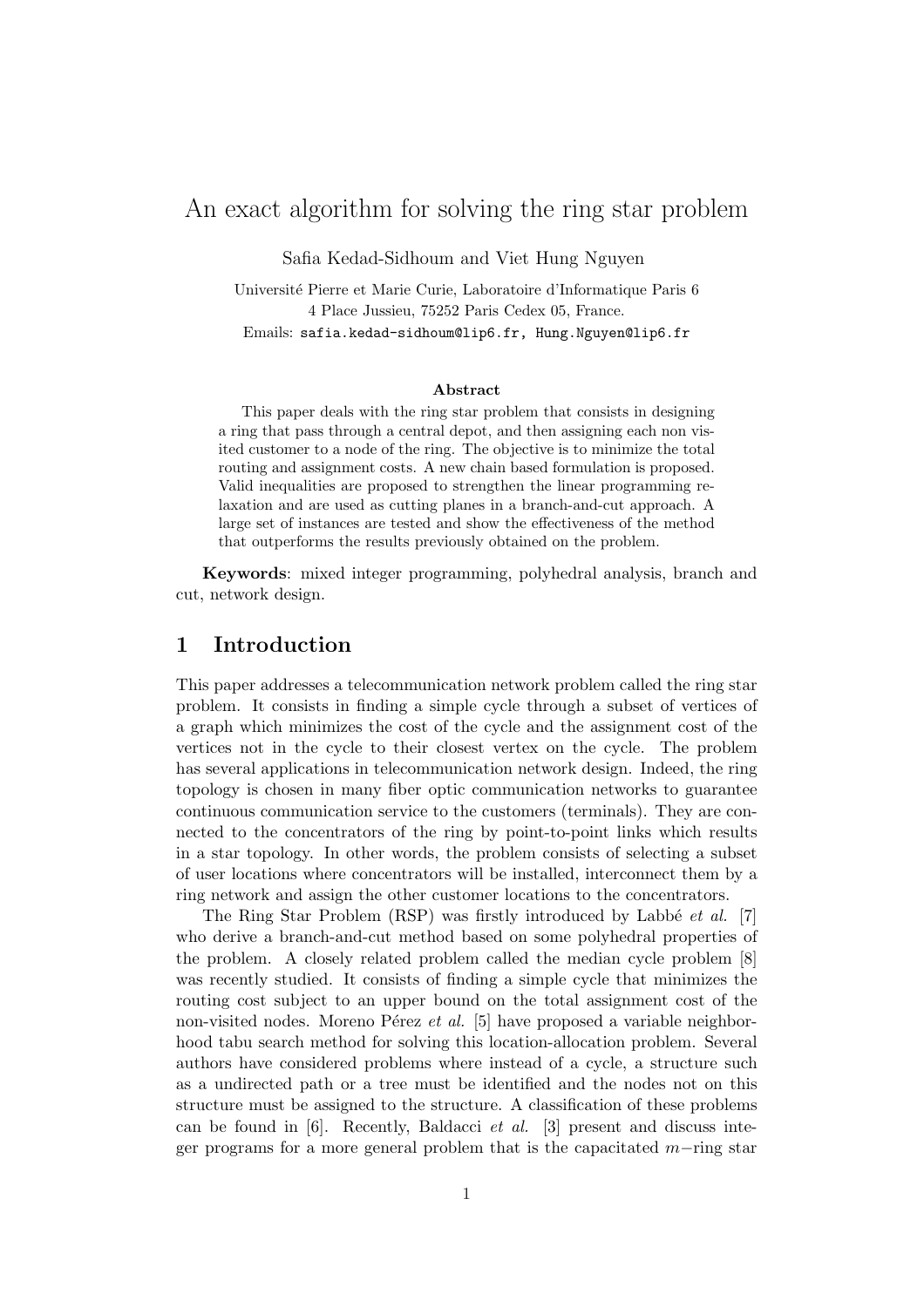# An exact algorithm for solving the ring star problem

Safia Kedad-Sidhoum and Viet Hung Nguyen

Université Pierre et Marie Curie, Laboratoire d'Informatique Paris 6
4 Place Jussieu, 75252 Paris Cedex 05, France.
Emails: safia.kedad-sidhoum@lip6.fr, Hung.Nguyen@lip6.fr

**Abstract**

This paper deals with the ring star problem that consists in designing a ring that pass through a central depot, and then assigning each non visited customer to a node of the ring. The objective is to minimize the total routing and assignment costs. A new chain based formulation is proposed. Valid inequalities are proposed to strengthen the linear programming relaxation and are used as cutting planes in a branch-and-cut approach. A large set of instances are tested and show the effectiveness of the method that outperforms the results previously obtained on the problem.

**Keywords**: mixed integer programming, polyhedral analysis, branch and cut, network design.

## 1 Introduction

This paper addresses a telecommunication network problem called the ring star problem. It consists in finding a simple cycle through a subset of vertices of a graph which minimizes the cost of the cycle and the assignment cost of the vertices not in the cycle to their closest vertex on the cycle. The problem has several applications in telecommunication network design. Indeed, the ring topology is chosen in many fiber optic communication networks to guarantee continuous communication service to the customers (terminals). They are connected to the concentrators of the ring by point-to-point links which results in a star topology. In other words, the problem consists of selecting a subset of user locations where concentrators will be installed, interconnect them by a ring network and assign the other customer locations to the concentrators.

The Ring Star Problem (RSP) was firstly introduced by Labbé *et al.* [7] who derive a branch-and-cut method based on some polyhedral properties of the problem. A closely related problem called the median cycle problem [8] was recently studied. It consists of finding a simple cycle that minimizes the routing cost subject to an upper bound on the total assignment cost of the non-visited nodes. Moreno Pérez *et al.* [5] have proposed a variable neighborhood tabu search method for solving this location-allocation problem. Several authors have considered problems where instead of a cycle, a structure such as a undirected path or a tree must be identified and the nodes not on this structure must be assigned to the structure. A classification of these problems can be found in [6]. Recently, Baldacci *et al.* [3] present and discuss integer programs for a more general problem that is the capacitated $m-$ring star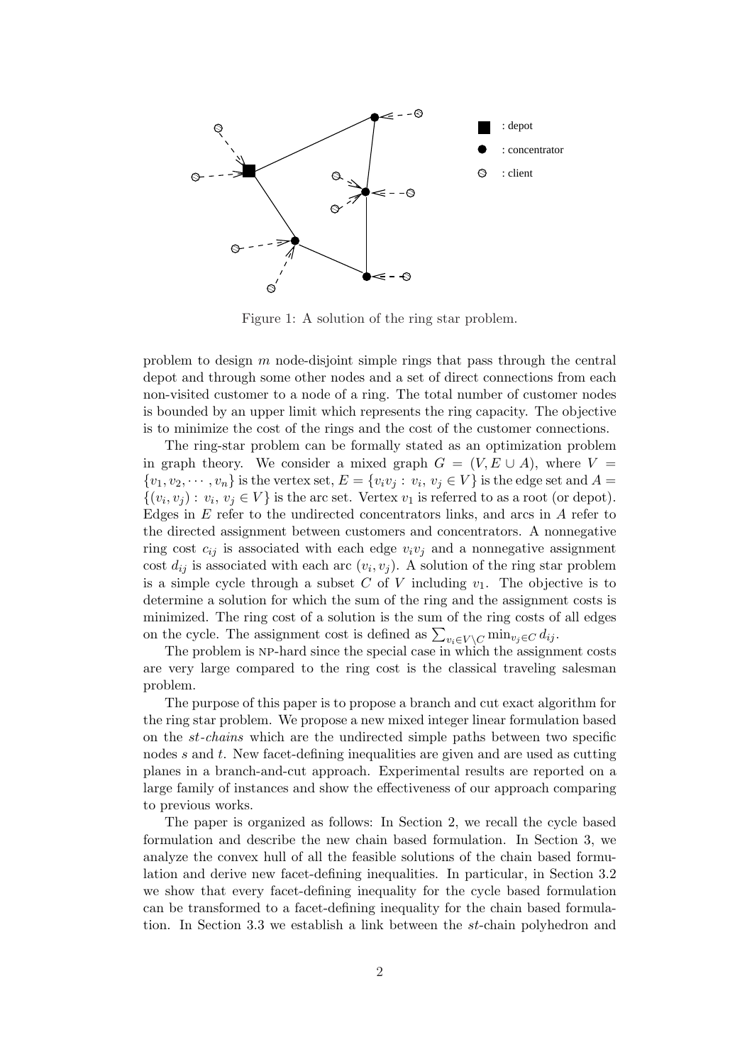Figure 1: A solution of the ring star problem.

problem to design $m$ node-disjoint simple rings that pass through the central depot and through some other nodes and a set of direct connections from each non-visited customer to a node of a ring. The total number of customer nodes is bounded by an upper limit which represents the ring capacity. The objective is to minimize the cost of the rings and the cost of the customer connections.

The ring-star problem can be formally stated as an optimization problem in graph theory. We consider a mixed graph $G = (V, E \cup A)$, where $V = \{v_1, v_2, \cdots, v_n\}$ is the vertex set, $E = \{v_iv_j : v_i, v_j \in V\}$ is the edge set and $A = \{(v_i, v_j) : v_i, v_j \in V\}$ is the arc set. Vertex $v_1$ is referred to as a root (or depot). Edges in $E$ refer to the undirected concentrators links, and arcs in $A$ refer to the directed assignment between customers and concentrators. A nonnegative ring cost $c_{ij}$ is associated with each edge $v_iv_j$ and a nonnegative assignment cost $d_{ij}$ is associated with each arc $(v_i, v_j)$. A solution of the ring star problem is a simple cycle through a subset $C$ of $V$ including $v_1$. The objective is to determine a solution for which the sum of the ring and the assignment costs is minimized. The ring cost of a solution is the sum of the ring costs of all edges on the cycle. The assignment cost is defined as $\sum_{v_i \in V \setminus C} \min_{v_j \in C} d_{ij}$.

The problem is NP-hard since the special case in which the assignment costs are very large compared to the ring cost is the classical traveling salesman problem.

The purpose of this paper is to propose a branch and cut exact algorithm for the ring star problem. We propose a new mixed integer linear formulation based on the *st-chains* which are the undirected simple paths between two specific nodes $s$ and $t$. New facet-defining inequalities are given and are used as cutting planes in a branch-and-cut approach. Experimental results are reported on a large family of instances and show the effectiveness of our approach comparing to previous works.

The paper is organized as follows: In Section 2, we recall the cycle based formulation and describe the new chain based formulation. In Section 3, we analyze the convex hull of all the feasible solutions of the chain based formulation and derive new facet-defining inequalities. In particular, in Section 3.2 we show that every facet-defining inequality for the cycle based formulation can be transformed to a facet-defining inequality for the chain based formulation. In Section 3.3 we establish a link between the *st*-chain polyhedron and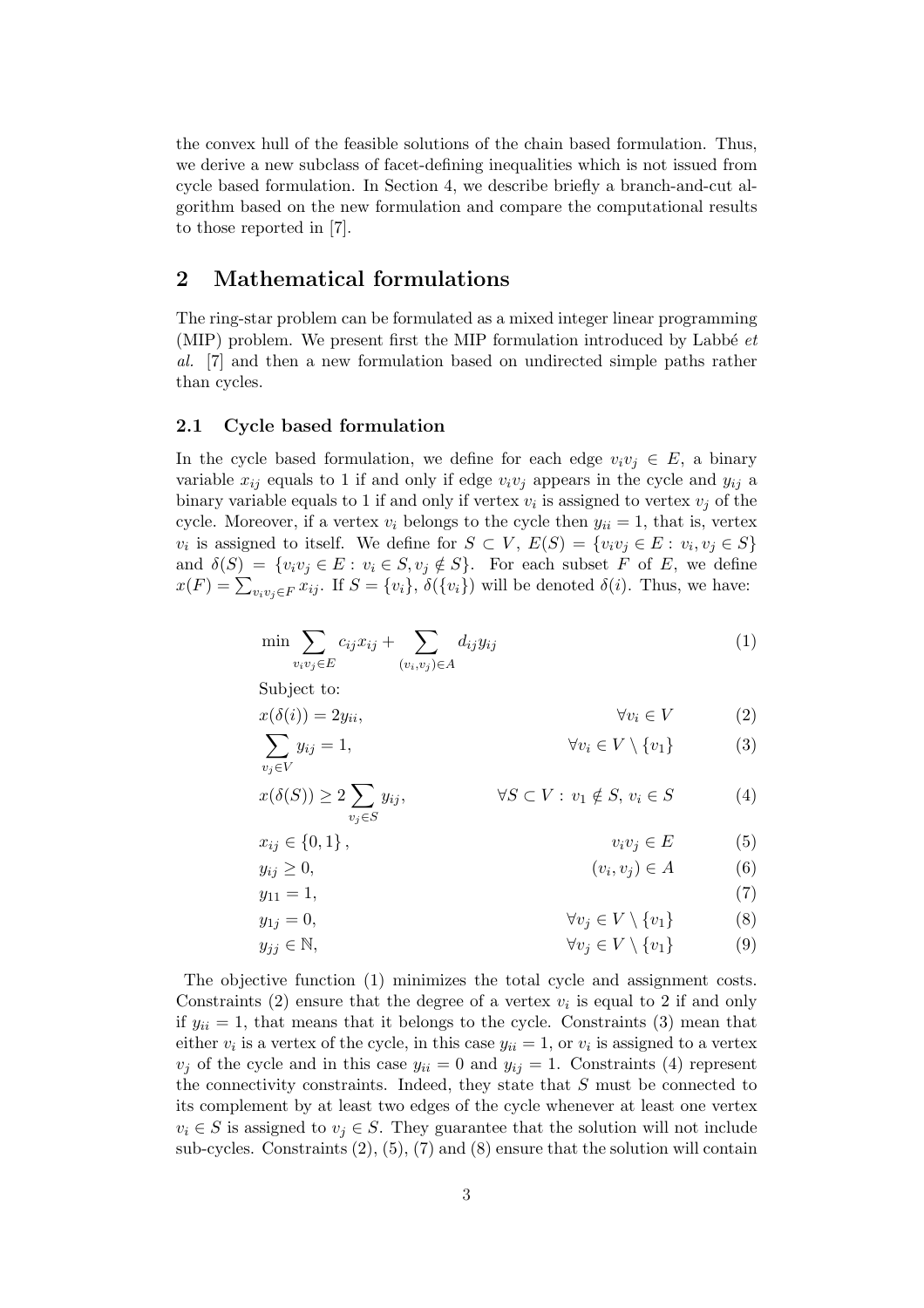the convex hull of the feasible solutions of the chain based formulation. Thus, we derive a new subclass of facet-defining inequalities which is not issued from cycle based formulation. In Section 4, we describe briefly a branch-and-cut algorithm based on the new formulation and compare the computational results to those reported in [7].

## 2 Mathematical formulations

The ring-star problem can be formulated as a mixed integer linear programming (MIP) problem. We present first the MIP formulation introduced by Labbé *et al.* [7] and then a new formulation based on undirected simple paths rather than cycles.

### 2.1 Cycle based formulation

In the cycle based formulation, we define for each edge $v_iv_j \in E$, a binary variable $x_{ij}$ equals to 1 if and only if edge $v_iv_j$ appears in the cycle and $y_{ij}$ a binary variable equals to 1 if and only if vertex $v_i$ is assigned to vertex $v_j$ of the cycle. Moreover, if a vertex $v_i$ belongs to the cycle then $y_{ii} = 1$, that is, vertex $v_i$ is assigned to itself. We define for $S \subset V$, $E(S) = \{v_iv_j \in E : v_i, v_j \in S\}$ and $\delta(S) = \{v_iv_j \in E : v_i \in S, v_j \notin S\}$. For each subset $F$ of $E$, we define $x(F) = \sum_{v_iv_j \in F} x_{ij}$. If $S = \{v_i\}$, $\delta(\{v_i\})$ will be denoted $\delta(i)$. Thus, we have:

$$\min \sum_{v_iv_j \in E} c_{ij}x_{ij} + \sum_{(v_i,v_j) \in A} d_{ij}y_{ij} \tag{1}$$

Subject to:

$$x(\delta(i)) = 2y_{ii}, \qquad \forall v_i \in V \tag{2}$$

$$\sum_{v_j \in V} y_{ij} = 1, \qquad \forall v_i \in V \setminus \{v_1\} \tag{3}$$

$$x(\delta(S)) \geq 2 \sum_{v_j \in S} y_{ij}, \qquad \forall S \subset V : v_1 \notin S,\ v_i \in S \tag{4}$$

$$x_{ij} \in \{0, 1\}, \qquad v_iv_j \in E \tag{5}$$

$$y_{ij} \geq 0, \qquad (v_i, v_j) \in A \tag{6}$$

$$y_{11} = 1, \tag{7}$$

$$y_{1j} = 0, \qquad \forall v_j \in V \setminus \{v_1\} \tag{8}$$

$$y_{jj} \in \mathbb{N}, \qquad \forall v_j \in V \setminus \{v_1\} \tag{9}$$

The objective function (1) minimizes the total cycle and assignment costs. Constraints (2) ensure that the degree of a vertex $v_i$ is equal to 2 if and only if $y_{ii} = 1$, that means that it belongs to the cycle. Constraints (3) mean that either $v_i$ is a vertex of the cycle, in this case $y_{ii} = 1$, or $v_i$ is assigned to a vertex $v_j$ of the cycle and in this case $y_{ii} = 0$ and $y_{ij} = 1$. Constraints (4) represent the connectivity constraints. Indeed, they state that $S$ must be connected to its complement by at least two edges of the cycle whenever at least one vertex $v_i \in S$ is assigned to $v_j \in S$. They guarantee that the solution will not include sub-cycles. Constraints (2), (5), (7) and (8) ensure that the solution will contain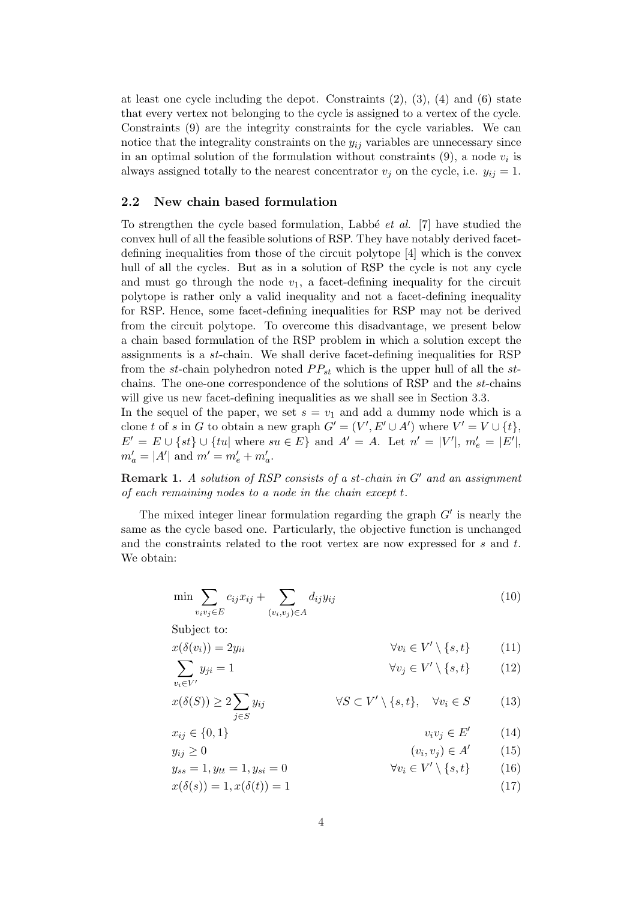at least one cycle including the depot. Constraints (2), (3), (4) and (6) state that every vertex not belonging to the cycle is assigned to a vertex of the cycle. Constraints (9) are the integrity constraints for the cycle variables. We can notice that the integrality constraints on the $y_{ij}$ variables are unnecessary since in an optimal solution of the formulation without constraints (9), a node $v_i$ is always assigned totally to the nearest concentrator $v_j$ on the cycle, i.e. $y_{ij} = 1$.

### 2.2 New chain based formulation

To strengthen the cycle based formulation, Labbé *et al.* [7] have studied the convex hull of all the feasible solutions of RSP. They have notably derived facet-defining inequalities from those of the circuit polytope [4] which is the convex hull of all the cycles. But as in a solution of RSP the cycle is not any cycle and must go through the node $v_1$, a facet-defining inequality for the circuit polytope is rather only a valid inequality and not a facet-defining inequality for RSP. Hence, some facet-defining inequalities for RSP may not be derived from the circuit polytope. To overcome this disadvantage, we present below a chain based formulation of the RSP problem in which a solution except the assignments is a *st*-chain. We shall derive facet-defining inequalities for RSP from the *st*-chain polyhedron noted $PP_{st}$ which is the upper hull of all the *st*-chains. The one-one correspondence of the solutions of RSP and the *st*-chains will give us new facet-defining inequalities as we shall see in Section 3.3.
In the sequel of the paper, we set $s = v_1$ and add a dummy node which is a clone $t$ of $s$ in $G$ to obtain a new graph $G' = (V', E' \cup A')$ where $V' = V \cup \{t\}$, $E' = E \cup \{st\} \cup \{tu| \text{ where } su \in E\}$ and $A' = A$. Let $n' = |V'|$, $m'_e = |E'|$, $m'_a = |A'|$ and $m' = m'_e + m'_a$.

**Remark 1.** *A solution of RSP consists of a st-chain in $G'$ and an assignment of each remaining nodes to a node in the chain except $t$.*

The mixed integer linear formulation regarding the graph $G'$ is nearly the same as the cycle based one. Particularly, the objective function is unchanged and the constraints related to the root vertex are now expressed for $s$ and $t$. We obtain:

$$\min \sum_{v_iv_j \in E} c_{ij}x_{ij} + \sum_{(v_i,v_j)\in A} d_{ij}y_{ij} \tag{10}$$

Subject to:

$$x(\delta(v_i)) = 2y_{ii} \qquad \forall v_i \in V' \setminus \{s,t\} \tag{11}$$

$$\sum_{v_i \in V'} y_{ji} = 1 \qquad \forall v_j \in V' \setminus \{s,t\} \tag{12}$$

$$x(\delta(S)) \geq 2\sum_{j\in S} y_{ij} \qquad \forall S \subset V' \setminus \{s,t\}, \quad \forall v_i \in S \tag{13}$$

$$x_{ij} \in \{0,1\} \qquad v_iv_j \in E' \tag{14}$$

$$y_{ij} \geq 0 \qquad (v_i,v_j) \in A' \tag{15}$$

$$y_{ss} = 1, y_{tt} = 1, y_{si} = 0 \qquad \forall v_i \in V' \setminus \{s,t\} \tag{16}$$

$$x(\delta(s)) = 1, x(\delta(t)) = 1 \tag{17}$$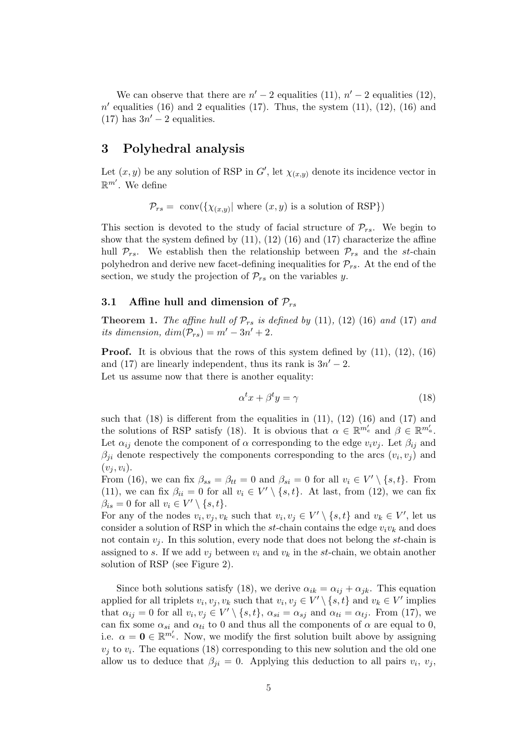We can observe that there are $n' - 2$ equalities (11), $n' - 2$ equalities (12), $n'$ equalities (16) and 2 equalities (17). Thus, the system (11), (12), (16) and (17) has $3n' - 2$ equalities.

## 3 Polyhedral analysis

Let $(x, y)$ be any solution of RSP in $G'$, let $\chi_{(x,y)}$ denote its incidence vector in $\mathbb{R}^{m'}$. We define

$$\mathcal{P}_{rs} = \text{ conv}(\{\chi_{(x,y)} | \text{ where } (x, y) \text{ is a solution of RSP}\})$$

This section is devoted to the study of facial structure of $\mathcal{P}_{rs}$. We begin to show that the system defined by (11), (12) (16) and (17) characterize the affine hull $\mathcal{P}_{rs}$. We establish then the relationship between $\mathcal{P}_{rs}$ and the $st$-chain polyhedron and derive new facet-defining inequalities for $\mathcal{P}_{rs}$. At the end of the section, we study the projection of $\mathcal{P}_{rs}$ on the variables $y$.

### 3.1 Affine hull and dimension of $\mathcal{P}_{rs}$

**Theorem 1.** *The affine hull of $\mathcal{P}_{rs}$ is defined by* (11), (12) (16) *and* (17) *and its dimension, $dim(\mathcal{P}_{rs}) = m' - 3n' + 2$.*

**Proof.** It is obvious that the rows of this system defined by (11), (12), (16) and (17) are linearly independent, thus its rank is $3n' - 2$.
Let us assume now that there is another equality:

$$\alpha^t x + \beta^t y = \gamma \tag{18}$$

such that (18) is different from the equalities in (11), (12) (16) and (17) and the solutions of RSP satisfy (18). It is obvious that $\alpha \in \mathbb{R}^{m'_e}$ and $\beta \in \mathbb{R}^{m'_a}$. Let $\alpha_{ij}$ denote the component of $\alpha$ corresponding to the edge $v_i v_j$. Let $\beta_{ij}$ and $\beta_{ji}$ denote respectively the components corresponding to the arcs $(v_i, v_j)$ and $(v_j, v_i)$.
From (16), we can fix $\beta_{ss} = \beta_{tt} = 0$ and $\beta_{si} = 0$ for all $v_i \in V' \setminus \{s, t\}$. From (11), we can fix $\beta_{ii} = 0$ for all $v_i \in V' \setminus \{s, t\}$. At last, from (12), we can fix $\beta_{is} = 0$ for all $v_i \in V' \setminus \{s, t\}$.
For any of the nodes $v_i, v_j, v_k$ such that $v_i, v_j \in V' \setminus \{s, t\}$ and $v_k \in V'$, let us consider a solution of RSP in which the $st$-chain contains the edge $v_i v_k$ and does not contain $v_j$. In this solution, every node that does not belong the $st$-chain is assigned to $s$. If we add $v_j$ between $v_i$ and $v_k$ in the $st$-chain, we obtain another solution of RSP (see Figure 2).

Since both solutions satisfy (18), we derive $\alpha_{ik} = \alpha_{ij} + \alpha_{jk}$. This equation applied for all triplets $v_i, v_j, v_k$ such that $v_i, v_j \in V' \setminus \{s, t\}$ and $v_k \in V'$ implies that $\alpha_{ij} = 0$ for all $v_i, v_j \in V' \setminus \{s, t\}$, $\alpha_{si} = \alpha_{sj}$ and $\alpha_{ti} = \alpha_{tj}$. From (17), we can fix some $\alpha_{si}$ and $\alpha_{ti}$ to 0 and thus all the components of $\alpha$ are equal to 0, i.e. $\alpha = \mathbf{0} \in \mathbb{R}^{m'_e}$. Now, we modify the first solution built above by assigning $v_j$ to $v_i$. The equations (18) corresponding to this new solution and the old one allow us to deduce that $\beta_{ji} = 0$. Applying this deduction to all pairs $v_i$, $v_j$,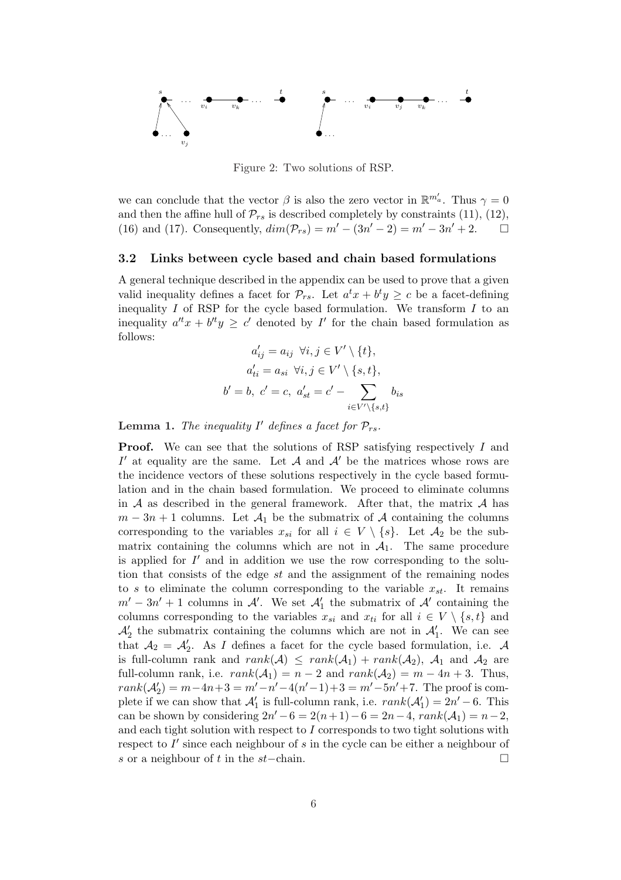Figure 2: Two solutions of RSP.

we can conclude that the vector $\beta$ is also the zero vector in $\mathbb{R}^{m'_a}$. Thus $\gamma = 0$ and then the affine hull of $\mathcal{P}_{rs}$ is described completely by constraints (11), (12), (16) and (17). Consequently, $dim(\mathcal{P}_{rs}) = m' - (3n' - 2) = m' - 3n' + 2$. $\square$

### 3.2 Links between cycle based and chain based formulations

A general technique described in the appendix can be used to prove that a given valid inequality defines a facet for $\mathcal{P}_{rs}$. Let $a^t x + b^t y \geq c$ be a facet-defining inequality $I$ of RSP for the cycle based formulation. We transform $I$ to an inequality $a'^t x + b'^t y \geq c'$ denoted by $I'$ for the chain based formulation as follows:

$$a'_{ij} = a_{ij} \;\; \forall i, j \in V' \setminus \{t\},$$

$$a'_{ti} = a_{si} \;\; \forall i, j \in V' \setminus \{s, t\},$$

$$b' = b, \;\; c' = c, \;\; a'_{st} = c' - \sum_{i \in V' \setminus \{s,t\}} b_{is}$$

**Lemma 1.** *The inequality $I'$ defines a facet for $\mathcal{P}_{rs}$.*

**Proof.** We can see that the solutions of RSP satisfying respectively $I$ and $I'$ at equality are the same. Let $\mathcal{A}$ and $\mathcal{A}'$ be the matrices whose rows are the incidence vectors of these solutions respectively in the cycle based formulation and in the chain based formulation. We proceed to eliminate columns in $\mathcal{A}$ as described in the general framework. After that, the matrix $\mathcal{A}$ has $m - 3n + 1$ columns. Let $\mathcal{A}_1$ be the submatrix of $\mathcal{A}$ containing the columns corresponding to the variables $x_{si}$ for all $i \in V \setminus \{s\}$. Let $\mathcal{A}_2$ be the submatrix containing the columns which are not in $\mathcal{A}_1$. The same procedure is applied for $I'$ and in addition we use the row corresponding to the solution that consists of the edge $st$ and the assignment of the remaining nodes to $s$ to eliminate the column corresponding to the variable $x_{st}$. It remains $m' - 3n' + 1$ columns in $\mathcal{A}'$. We set $\mathcal{A}'_1$ the submatrix of $\mathcal{A}'$ containing the columns corresponding to the variables $x_{si}$ and $x_{ti}$ for all $i \in V \setminus \{s, t\}$ and $\mathcal{A}'_2$ the submatrix containing the columns which are not in $\mathcal{A}'_1$. We can see that $\mathcal{A}_2 = \mathcal{A}'_2$. As $I$ defines a facet for the cycle based formulation, i.e. $\mathcal{A}$ is full-column rank and $rank(\mathcal{A}) \leq rank(\mathcal{A}_1) + rank(\mathcal{A}_2)$, $\mathcal{A}_1$ and $\mathcal{A}_2$ are full-column rank, i.e. $rank(\mathcal{A}_1) = n - 2$ and $rank(\mathcal{A}_2) = m - 4n + 3$. Thus, $rank(\mathcal{A}'_2) = m - 4n + 3 = m' - n' - 4(n' - 1) + 3 = m' - 5n' + 7$. The proof is complete if we can show that $\mathcal{A}'_1$ is full-column rank, i.e. $rank(\mathcal{A}'_1) = 2n' - 6$. This can be shown by considering $2n' - 6 = 2(n + 1) - 6 = 2n - 4$, $rank(\mathcal{A}_1) = n - 2$, and each tight solution with respect to $I$ corresponds to two tight solutions with respect to $I'$ since each neighbour of $s$ in the cycle can be either a neighbour of $s$ or a neighbour of $t$ in the $st-$chain. $\square$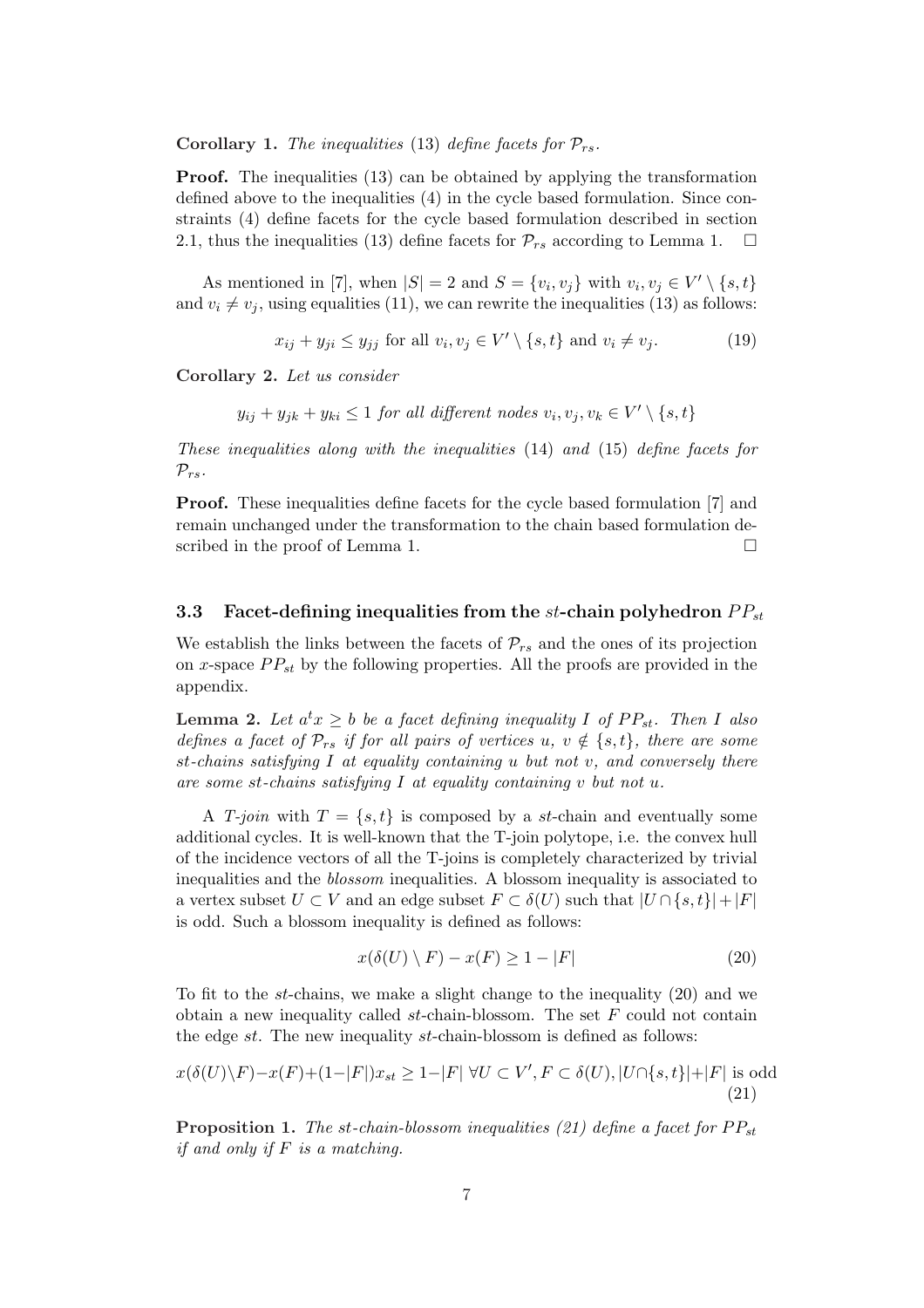**Corollary 1.** *The inequalities* (13) *define facets for* $\mathcal{P}_{rs}$.

**Proof.** The inequalities (13) can be obtained by applying the transformation defined above to the inequalities (4) in the cycle based formulation. Since constraints (4) define facets for the cycle based formulation described in section 2.1, thus the inequalities (13) define facets for $\mathcal{P}_{rs}$ according to Lemma 1. $\square$

As mentioned in [7], when $|S| = 2$ and $S = \{v_i, v_j\}$ with $v_i, v_j \in V' \setminus \{s, t\}$ and $v_i \neq v_j$, using equalities (11), we can rewrite the inequalities (13) as follows:

$$x_{ij} + y_{ji} \leq y_{jj} \text{ for all } v_i, v_j \in V' \setminus \{s, t\} \text{ and } v_i \neq v_j. \tag{19}$$

**Corollary 2.** *Let us consider*

$$y_{ij} + y_{jk} + y_{ki} \leq 1 \text{ for all different nodes } v_i, v_j, v_k \in V' \setminus \{s, t\}$$

*These inequalities along with the inequalities* (14) *and* (15) *define facets for* $\mathcal{P}_{rs}$.

**Proof.** These inequalities define facets for the cycle based formulation [7] and remain unchanged under the transformation to the chain based formulation described in the proof of Lemma 1. $\square$

### 3.3 Facet-defining inequalities from the $st$-chain polyhedron $PP_{st}$

We establish the links between the facets of $\mathcal{P}_{rs}$ and the ones of its projection on $x$-space $PP_{st}$ by the following properties. All the proofs are provided in the appendix.

**Lemma 2.** *Let $a^t x \geq b$ be a facet defining inequality $I$ of $PP_{st}$. Then $I$ also defines a facet of $\mathcal{P}_{rs}$ if for all pairs of vertices $u$, $v \notin \{s, t\}$, there are some $st$-chains satisfying $I$ at equality containing $u$ but not $v$, and conversely there are some $st$-chains satisfying $I$ at equality containing $v$ but not $u$.*

A *T-join* with $T = \{s, t\}$ is composed by a $st$-chain and eventually some additional cycles. It is well-known that the T-join polytope, i.e. the convex hull of the incidence vectors of all the T-joins is completely characterized by trivial inequalities and the *blossom* inequalities. A blossom inequality is associated to a vertex subset $U \subset V$ and an edge subset $F \subset \delta(U)$ such that $|U \cap \{s, t\}| + |F|$ is odd. Such a blossom inequality is defined as follows:

$$x(\delta(U) \setminus F) - x(F) \geq 1 - |F| \tag{20}$$

To fit to the $st$-chains, we make a slight change to the inequality (20) and we obtain a new inequality called $st$-chain-blossom. The set $F$ could not contain the edge $st$. The new inequality $st$-chain-blossom is defined as follows:

$$x(\delta(U) \setminus F) - x(F) + (1 - |F|)x_{st} \geq 1 - |F| \;\; \forall U \subset V', F \subset \delta(U), |U \cap \{s, t\}| + |F| \text{ is odd} \tag{21}$$

**Proposition 1.** *The $st$-chain-blossom inequalities (21) define a facet for $PP_{st}$ if and only if $F$ is a matching.*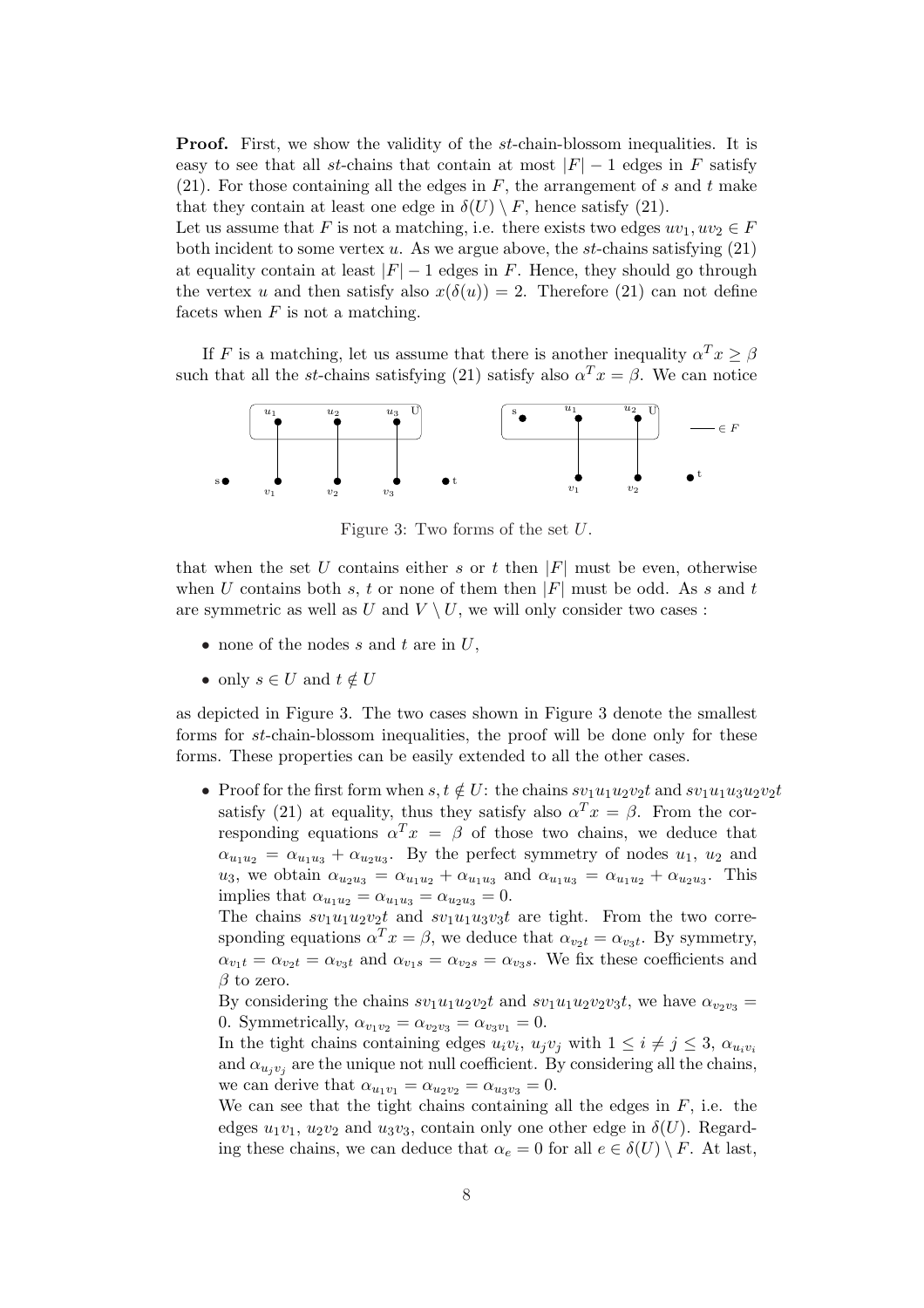**Proof.** First, we show the validity of the $st$-chain-blossom inequalities. It is easy to see that all $st$-chains that contain at most $|F| - 1$ edges in $F$ satisfy (21). For those containing all the edges in $F$, the arrangement of $s$ and $t$ make that they contain at least one edge in $\delta(U) \setminus F$, hence satisfy (21).
Let us assume that $F$ is not a matching, i.e. there exists two edges $uv_1, uv_2 \in F$ both incident to some vertex $u$. As we argue above, the $st$-chains satisfying (21) at equality contain at least $|F| - 1$ edges in $F$. Hence, they should go through the vertex $u$ and then satisfy also $x(\delta(u)) = 2$. Therefore (21) can not define facets when $F$ is not a matching.

If $F$ is a matching, let us assume that there is another inequality $\alpha^T x \geq \beta$ such that all the $st$-chains satisfying (21) satisfy also $\alpha^T x = \beta$. We can notice that when the set $U$ contains either $s$ or $t$ then $|F|$ must be even, otherwise when $U$ contains both $s$, $t$ or none of them then $|F|$ must be odd. As $s$ and $t$ are symmetric as well as $U$ and $V \setminus U$, we will only consider two cases :

- none of the nodes $s$ and $t$ are in $U$,
- only $s \in U$ and $t \notin U$

Figure 3: Two forms of the set $U$.

as depicted in Figure 3. The two cases shown in Figure 3 denote the smallest forms for $st$-chain-blossom inequalities, the proof will be done only for these forms. These properties can be easily extended to all the other cases.

- Proof for the first form when $s, t \notin U$: the chains $sv_1u_1u_2v_2t$ and $sv_1u_1u_3u_2v_2t$ satisfy (21) at equality, thus they satisfy also $\alpha^T x = \beta$. From the corresponding equations $\alpha^T x = \beta$ of those two chains, we deduce that $\alpha_{u_1u_2} = \alpha_{u_1u_3} + \alpha_{u_2u_3}$. By the perfect symmetry of nodes $u_1$, $u_2$ and $u_3$, we obtain $\alpha_{u_2u_3} = \alpha_{u_1u_2} + \alpha_{u_1u_3}$ and $\alpha_{u_1u_3} = \alpha_{u_1u_2} + \alpha_{u_2u_3}$. This implies that $\alpha_{u_1u_2} = \alpha_{u_1u_3} = \alpha_{u_2u_3} = 0$.
  The chains $sv_1u_1u_2v_2t$ and $sv_1u_1u_3v_3t$ are tight. From the two corresponding equations $\alpha^T x = \beta$, we deduce that $\alpha_{v_2t} = \alpha_{v_3t}$. By symmetry, $\alpha_{v_1t} = \alpha_{v_2t} = \alpha_{v_3t}$ and $\alpha_{v_1s} = \alpha_{v_2s} = \alpha_{v_3s}$. We fix these coefficients and $\beta$ to zero.
  By considering the chains $sv_1u_1u_2v_2t$ and $sv_1u_1u_2v_2v_3t$, we have $\alpha_{v_2v_3} = 0$. Symmetrically, $\alpha_{v_1v_2} = \alpha_{v_2v_3} = \alpha_{v_3v_1} = 0$.
  In the tight chains containing edges $u_iv_i$, $u_jv_j$ with $1 \leq i \neq j \leq 3$, $\alpha_{u_iv_i}$ and $\alpha_{u_jv_j}$ are the unique not null coefficient. By considering all the chains, we can derive that $\alpha_{u_1v_1} = \alpha_{u_2v_2} = \alpha_{u_3v_3} = 0$.
  We can see that the tight chains containing all the edges in $F$, i.e. the edges $u_1v_1$, $u_2v_2$ and $u_3v_3$, contain only one other edge in $\delta(U)$. Regarding these chains, we can deduce that $\alpha_e = 0$ for all $e \in \delta(U) \setminus F$. At last,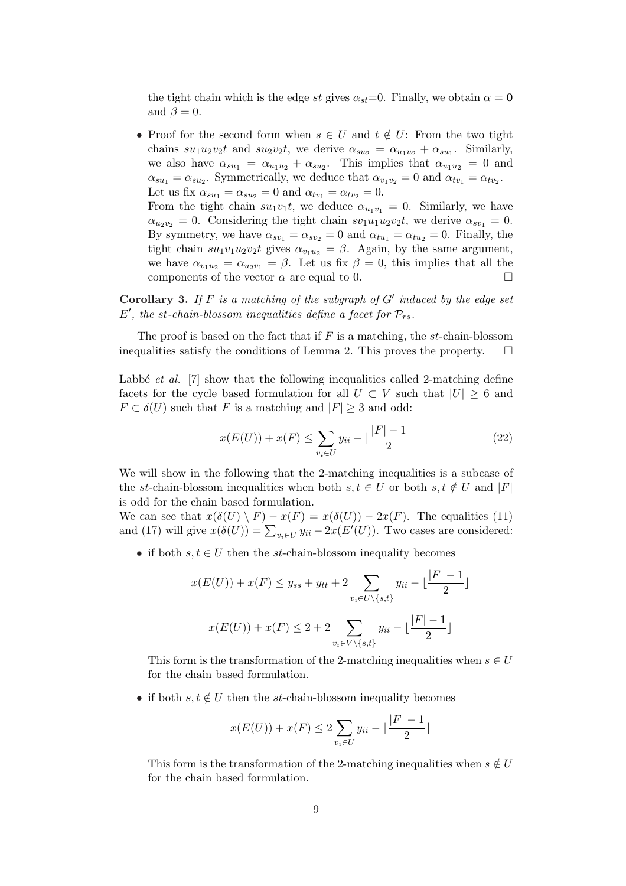the tight chain which is the edge $st$ gives $\alpha_{st}$=0. Finally, we obtain $\alpha = \mathbf{0}$ and $\beta = 0$.

- Proof for the second form when $s \in U$ and $t \notin U$: From the two tight chains $su_1u_2v_2t$ and $su_2v_2t$, we derive $\alpha_{su_2} = \alpha_{u_1u_2} + \alpha_{su_1}$. Similarly, we also have $\alpha_{su_1} = \alpha_{u_1u_2} + \alpha_{su_2}$. This implies that $\alpha_{u_1u_2} = 0$ and $\alpha_{su_1} = \alpha_{su_2}$. Symmetrically, we deduce that $\alpha_{v_1v_2} = 0$ and $\alpha_{tv_1} = \alpha_{tv_2}$. Let us fix $\alpha_{su_1} = \alpha_{su_2} = 0$ and $\alpha_{tv_1} = \alpha_{tv_2} = 0$.
  From the tight chain $su_1v_1t$, we deduce $\alpha_{u_1v_1} = 0$. Similarly, we have $\alpha_{u_2v_2} = 0$. Considering the tight chain $sv_1u_1u_2v_2t$, we derive $\alpha_{sv_1} = 0$. By symmetry, we have $\alpha_{sv_1} = \alpha_{sv_2} = 0$ and $\alpha_{tu_1} = \alpha_{tu_2} = 0$. Finally, the tight chain $su_1v_1u_2v_2t$ gives $\alpha_{v_1u_2} = \beta$. Again, by the same argument, we have $\alpha_{v_1u_2} = \alpha_{u_2v_1} = \beta$. Let us fix $\beta = 0$, this implies that all the components of the vector $\alpha$ are equal to 0. □

**Corollary 3.** *If $F$ is a matching of the subgraph of $G'$ induced by the edge set $E'$, the $st$-chain-blossom inequalities define a facet for $\mathcal{P}_{rs}$.*

The proof is based on the fact that if $F$ is a matching, the $st$-chain-blossom inequalities satisfy the conditions of Lemma 2. This proves the property. □

Labbé *et al.* [7] show that the following inequalities called 2-matching define facets for the cycle based formulation for all $U \subset V$ such that $|U| \geq 6$ and $F \subset \delta(U)$ such that $F$ is a matching and $|F| \geq 3$ and odd:

$$x(E(U)) + x(F) \leq \sum_{v_i \in U} y_{ii} - \lfloor \frac{|F|-1}{2} \rfloor \tag{22}$$

We will show in the following that the 2-matching inequalities is a subcase of the $st$-chain-blossom inequalities when both $s, t \in U$ or both $s, t \notin U$ and $|F|$ is odd for the chain based formulation.

We can see that $x(\delta(U) \setminus F) - x(F) = x(\delta(U)) - 2x(F)$. The equalities (11) and (17) will give $x(\delta(U)) = \sum_{v_i \in U} y_{ii} - 2x(E'(U))$. Two cases are considered:

- if both $s, t \in U$ then the $st$-chain-blossom inequality becomes

$$x(E(U)) + x(F) \leq y_{ss} + y_{tt} + 2 \sum_{v_i \in U \setminus \{s,t\}} y_{ii} - \lfloor \frac{|F|-1}{2} \rfloor$$

$$x(E(U)) + x(F) \leq 2 + 2 \sum_{v_i \in V \setminus \{s,t\}} y_{ii} - \lfloor \frac{|F|-1}{2} \rfloor$$

  This form is the transformation of the 2-matching inequalities when $s \in U$ for the chain based formulation.

- if both $s, t \notin U$ then the $st$-chain-blossom inequality becomes

$$x(E(U)) + x(F) \leq 2 \sum_{v_i \in U} y_{ii} - \lfloor \frac{|F|-1}{2} \rfloor$$

  This form is the transformation of the 2-matching inequalities when $s \notin U$ for the chain based formulation.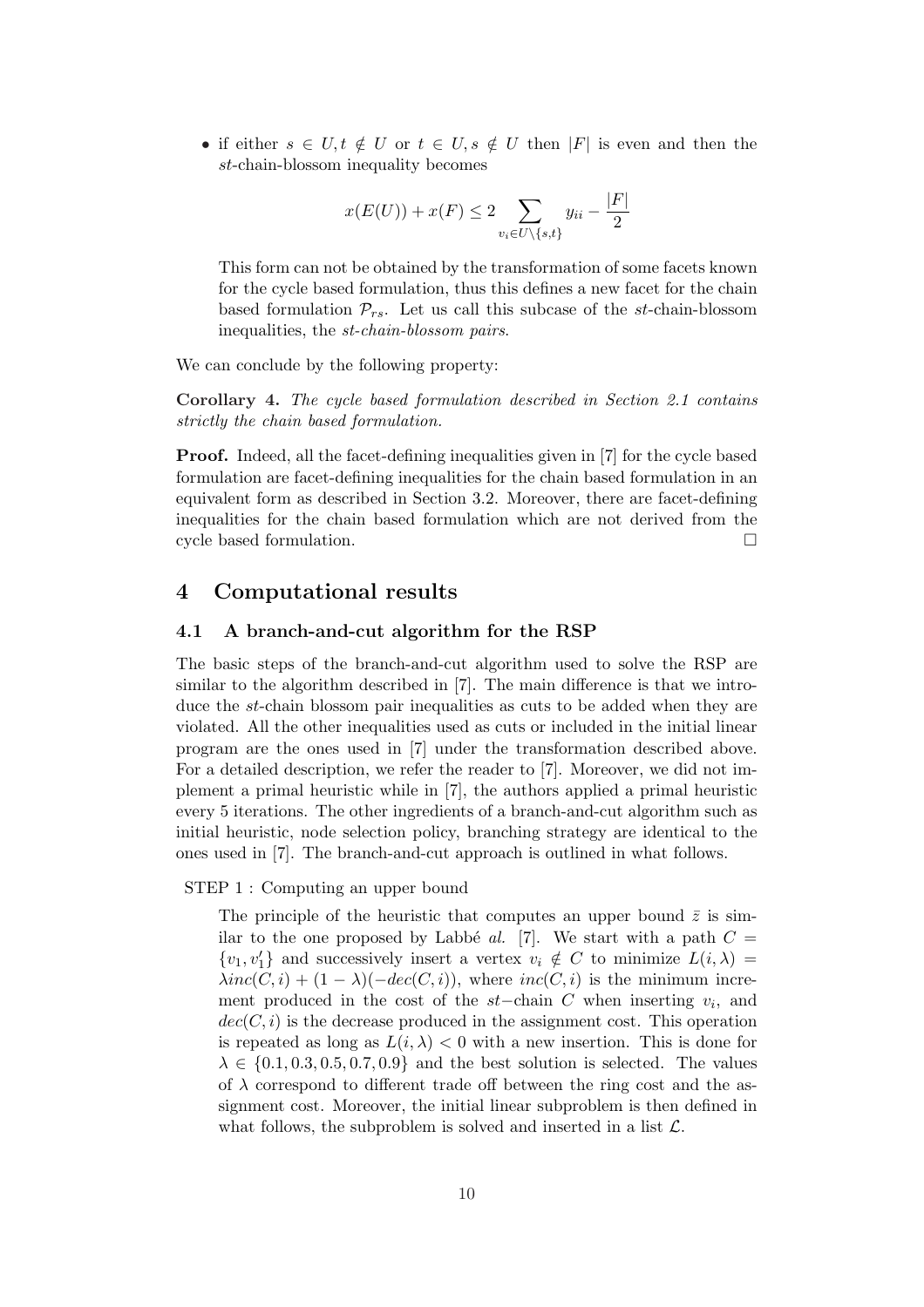- if either $s \in U, t \notin U$ or $t \in U, s \notin U$ then $|F|$ is even and then the *st*-chain-blossom inequality becomes

$$x(E(U)) + x(F) \leq 2 \sum_{v_i \in U \setminus \{s,t\}} y_{ii} - \frac{|F|}{2}$$

This form can not be obtained by the transformation of some facets known for the cycle based formulation, thus this defines a new facet for the chain based formulation $\mathcal{P}_{rs}$. Let us call this subcase of the *st*-chain-blossom inequalities, the *st-chain-blossom pairs*.

We can conclude by the following property:

**Corollary 4.** *The cycle based formulation described in Section 2.1 contains strictly the chain based formulation.*

**Proof.** Indeed, all the facet-defining inequalities given in [7] for the cycle based formulation are facet-defining inequalities for the chain based formulation in an equivalent form as described in Section 3.2. Moreover, there are facet-defining inequalities for the chain based formulation which are not derived from the cycle based formulation. □

## 4 Computational results

### 4.1 A branch-and-cut algorithm for the RSP

The basic steps of the branch-and-cut algorithm used to solve the RSP are similar to the algorithm described in [7]. The main difference is that we introduce the *st*-chain blossom pair inequalities as cuts to be added when they are violated. All the other inequalities used as cuts or included in the initial linear program are the ones used in [7] under the transformation described above. For a detailed description, we refer the reader to [7]. Moreover, we did not implement a primal heuristic while in [7], the authors applied a primal heuristic every 5 iterations. The other ingredients of a branch-and-cut algorithm such as initial heuristic, node selection policy, branching strategy are identical to the ones used in [7]. The branch-and-cut approach is outlined in what follows.

STEP 1 : Computing an upper bound

The principle of the heuristic that computes an upper bound $\bar{z}$ is similar to the one proposed by Labbé *al.* [7]. We start with a path $C = \{v_1, v_1'\}$ and successively insert a vertex $v_i \notin C$ to minimize $L(i, \lambda) = \lambda inc(C,i) + (1-\lambda)(-dec(C,i))$, where $inc(C,i)$ is the minimum increment produced in the cost of the $st-$chain $C$ when inserting $v_i$, and $dec(C,i)$ is the decrease produced in the assignment cost. This operation is repeated as long as $L(i, \lambda) < 0$ with a new insertion. This is done for $\lambda \in \{0.1, 0.3, 0.5, 0.7, 0.9\}$ and the best solution is selected. The values of $\lambda$ correspond to different trade off between the ring cost and the assignment cost. Moreover, the initial linear subproblem is then defined in what follows, the subproblem is solved and inserted in a list $\mathcal{L}$.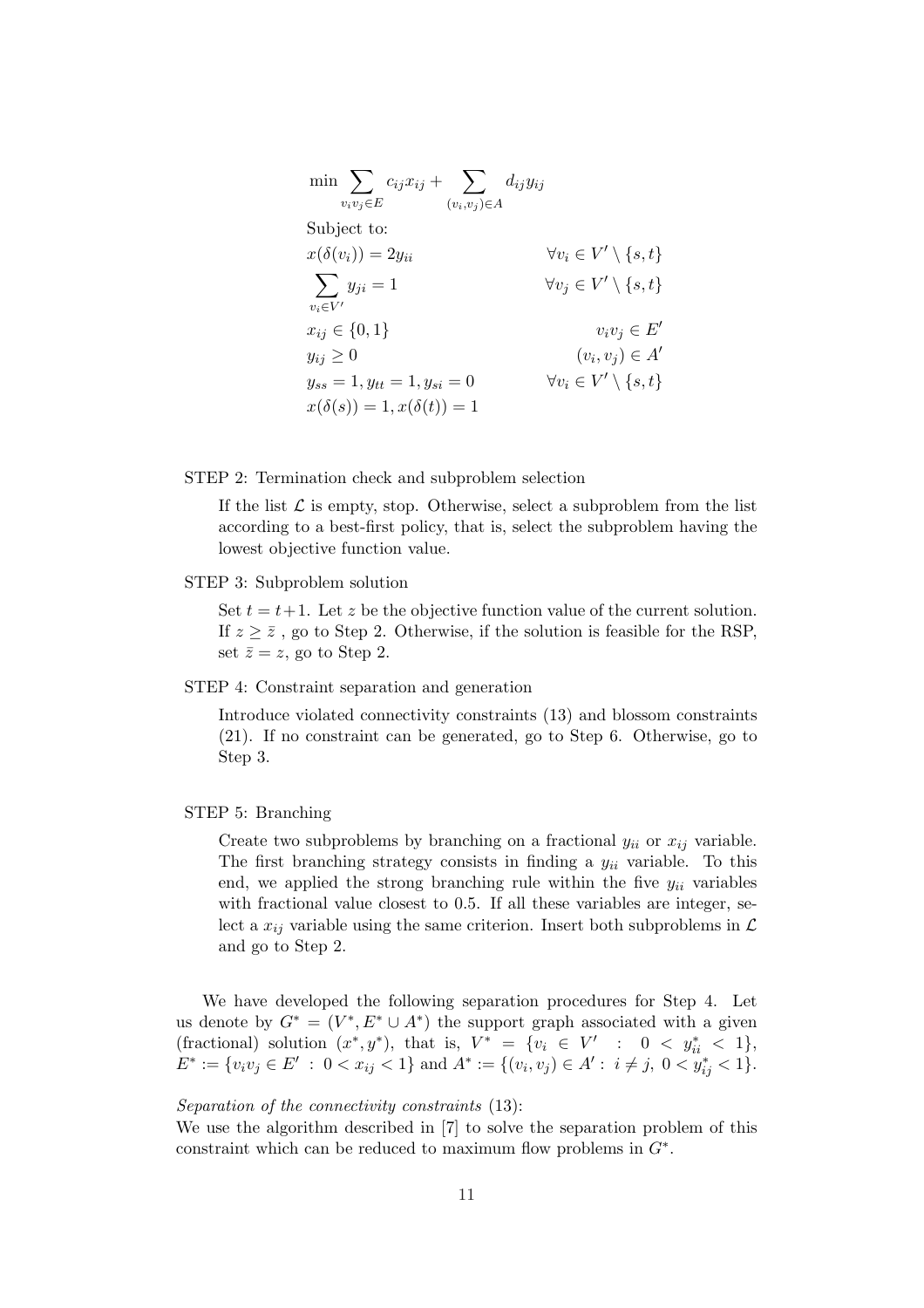$$
\begin{aligned}
&\min \sum_{v_iv_j \in E} c_{ij}x_{ij} + \sum_{(v_i,v_j)\in A} d_{ij}y_{ij} \\
&\text{Subject to:} \\
&x(\delta(v_i)) = 2y_{ii} && \forall v_i \in V' \setminus \{s,t\} \\
&\sum_{v_i \in V'} y_{ji} = 1 && \forall v_j \in V' \setminus \{s,t\} \\
&x_{ij} \in \{0,1\} && v_iv_j \in E' \\
&y_{ij} \geq 0 && (v_i,v_j) \in A' \\
&y_{ss} = 1, y_{tt} = 1, y_{si} = 0 && \forall v_i \in V' \setminus \{s,t\} \\
&x(\delta(s)) = 1, x(\delta(t)) = 1
\end{aligned}
$$

STEP 2: Termination check and subproblem selection

If the list $\mathcal{L}$ is empty, stop. Otherwise, select a subproblem from the list according to a best-first policy, that is, select the subproblem having the lowest objective function value.

STEP 3: Subproblem solution

Set $t = t+1$. Let $z$ be the objective function value of the current solution. If $z \geq \bar{z}$ , go to Step 2. Otherwise, if the solution is feasible for the RSP, set $\bar{z} = z$, go to Step 2.

STEP 4: Constraint separation and generation

Introduce violated connectivity constraints (13) and blossom constraints (21). If no constraint can be generated, go to Step 6. Otherwise, go to Step 3.

STEP 5: Branching

Create two subproblems by branching on a fractional $y_{ii}$ or $x_{ij}$ variable. The first branching strategy consists in finding a $y_{ii}$ variable. To this end, we applied the strong branching rule within the five $y_{ii}$ variables with fractional value closest to 0.5. If all these variables are integer, select a $x_{ij}$ variable using the same criterion. Insert both subproblems in $\mathcal{L}$ and go to Step 2.

We have developed the following separation procedures for Step 4. Let us denote by $G^* = (V^*, E^* \cup A^*)$ the support graph associated with a given (fractional) solution $(x^*, y^*)$, that is, $V^* = \{v_i \in V' \ : \ 0 < y^*_{ii} < 1\}$, $E^* := \{v_iv_j \in E' \ : \ 0 < x_{ij} < 1\}$ and $A^* := \{(v_i, v_j) \in A' : \ i \neq j, \ 0 < y^*_{ij} < 1\}$.

*Separation of the connectivity constraints* (13):
We use the algorithm described in [7] to solve the separation problem of this constraint which can be reduced to maximum flow problems in $G^*$.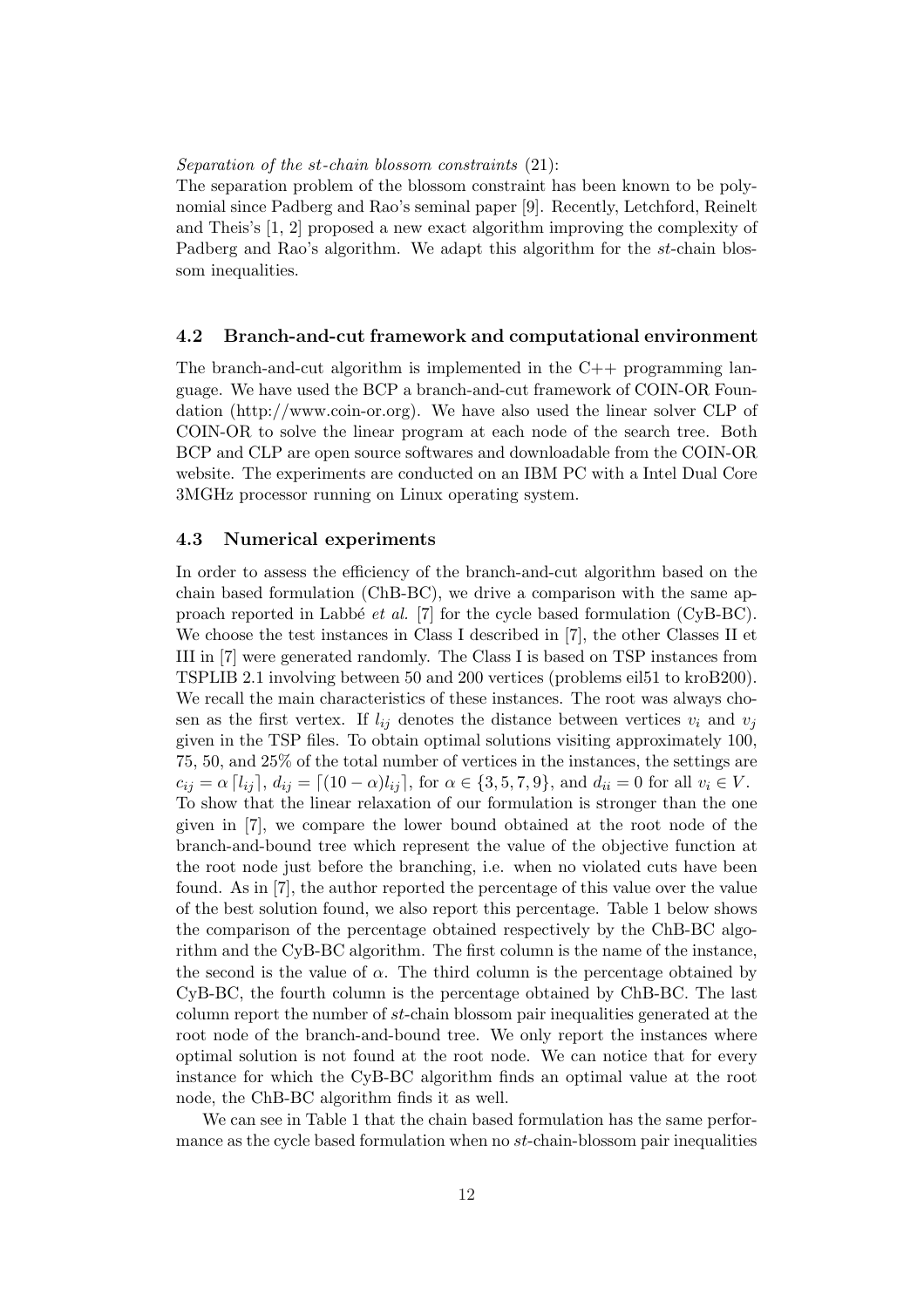*Separation of the st-chain blossom constraints* (21):
The separation problem of the blossom constraint has been known to be polynomial since Padberg and Rao's seminal paper [9]. Recently, Letchford, Reinelt and Theis's [1, 2] proposed a new exact algorithm improving the complexity of Padberg and Rao's algorithm. We adapt this algorithm for the *st*-chain blossom inequalities.

### 4.2 Branch-and-cut framework and computational environment

The branch-and-cut algorithm is implemented in the C++ programming language. We have used the BCP a branch-and-cut framework of COIN-OR Foundation (http://www.coin-or.org). We have also used the linear solver CLP of COIN-OR to solve the linear program at each node of the search tree. Both BCP and CLP are open source softwares and downloadable from the COIN-OR website. The experiments are conducted on an IBM PC with a Intel Dual Core 3MGHz processor running on Linux operating system.

### 4.3 Numerical experiments

In order to assess the efficiency of the branch-and-cut algorithm based on the chain based formulation (ChB-BC), we drive a comparison with the same approach reported in Labbé *et al.* [7] for the cycle based formulation (CyB-BC). We choose the test instances in Class I described in [7], the other Classes II et III in [7] were generated randomly. The Class I is based on TSP instances from TSPLIB 2.1 involving between 50 and 200 vertices (problems eil51 to kroB200). We recall the main characteristics of these instances. The root was always chosen as the first vertex. If $l_{ij}$ denotes the distance between vertices $v_i$ and $v_j$ given in the TSP files. To obtain optimal solutions visiting approximately 100, 75, 50, and 25% of the total number of vertices in the instances, the settings are $c_{ij} = \alpha \lceil l_{ij} \rceil$, $d_{ij} = \lceil (10 - \alpha) l_{ij} \rceil$, for $\alpha \in \{3, 5, 7, 9\}$, and $d_{ii} = 0$ for all $v_i \in V$.
To show that the linear relaxation of our formulation is stronger than the one given in [7], we compare the lower bound obtained at the root node of the branch-and-bound tree which represent the value of the objective function at the root node just before the branching, i.e. when no violated cuts have been found. As in [7], the author reported the percentage of this value over the value of the best solution found, we also report this percentage. Table 1 below shows the comparison of the percentage obtained respectively by the ChB-BC algorithm and the CyB-BC algorithm. The first column is the name of the instance, the second is the value of $\alpha$. The third column is the percentage obtained by CyB-BC, the fourth column is the percentage obtained by ChB-BC. The last column report the number of *st*-chain blossom pair inequalities generated at the root node of the branch-and-bound tree. We only report the instances where optimal solution is not found at the root node. We can notice that for every instance for which the CyB-BC algorithm finds an optimal value at the root node, the ChB-BC algorithm finds it as well.

We can see in Table 1 that the chain based formulation has the same performance as the cycle based formulation when no *st*-chain-blossom pair inequalities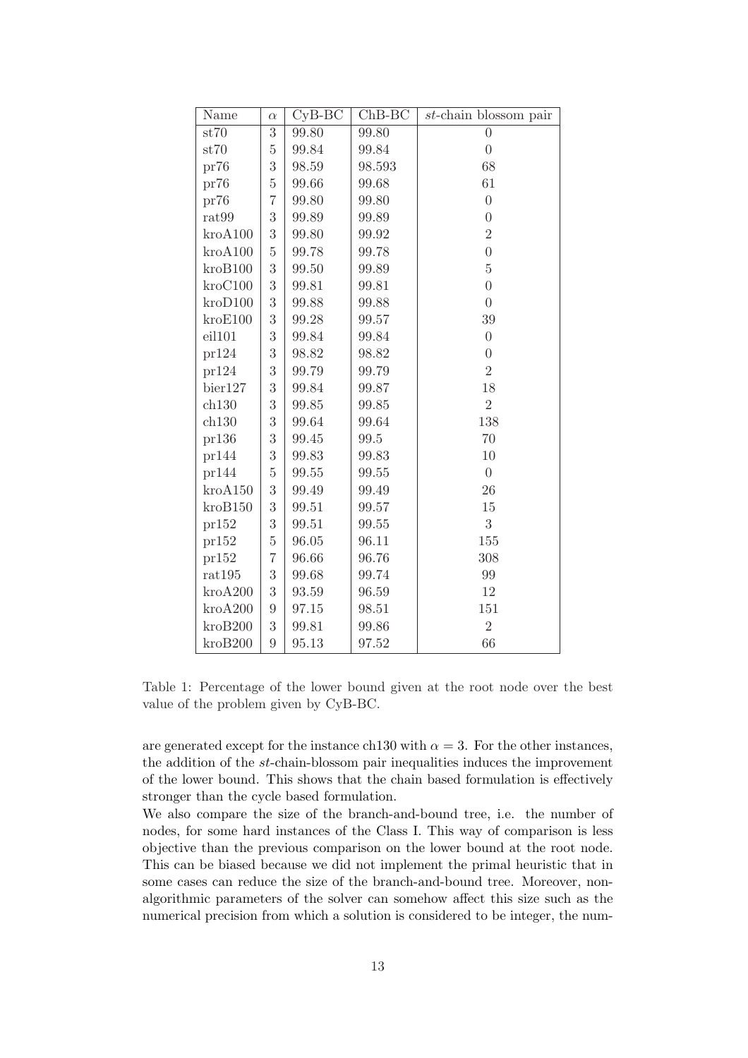| Name | $\alpha$ | CyB-BC | ChB-BC | $st$-chain blossom pair |
|---|---|---|---|---|
| st70 | 3 | 99.80 | 99.80 | 0 |
| st70 | 5 | 99.84 | 99.84 | 0 |
| pr76 | 3 | 98.59 | 98.593 | 68 |
| pr76 | 5 | 99.66 | 99.68 | 61 |
| pr76 | 7 | 99.80 | 99.80 | 0 |
| rat99 | 3 | 99.89 | 99.89 | 0 |
| kroA100 | 3 | 99.80 | 99.92 | 2 |
| kroA100 | 5 | 99.78 | 99.78 | 0 |
| kroB100 | 3 | 99.50 | 99.89 | 5 |
| kroC100 | 3 | 99.81 | 99.81 | 0 |
| kroD100 | 3 | 99.88 | 99.88 | 0 |
| kroE100 | 3 | 99.28 | 99.57 | 39 |
| eil101 | 3 | 99.84 | 99.84 | 0 |
| pr124 | 3 | 98.82 | 98.82 | 0 |
| pr124 | 3 | 99.79 | 99.79 | 2 |
| bier127 | 3 | 99.84 | 99.87 | 18 |
| ch130 | 3 | 99.85 | 99.85 | 2 |
| ch130 | 3 | 99.64 | 99.64 | 138 |
| pr136 | 3 | 99.45 | 99.5 | 70 |
| pr144 | 3 | 99.83 | 99.83 | 10 |
| pr144 | 5 | 99.55 | 99.55 | 0 |
| kroA150 | 3 | 99.49 | 99.49 | 26 |
| kroB150 | 3 | 99.51 | 99.57 | 15 |
| pr152 | 3 | 99.51 | 99.55 | 3 |
| pr152 | 5 | 96.05 | 96.11 | 155 |
| pr152 | 7 | 96.66 | 96.76 | 308 |
| rat195 | 3 | 99.68 | 99.74 | 99 |
| kroA200 | 3 | 93.59 | 96.59 | 12 |
| kroA200 | 9 | 97.15 | 98.51 | 151 |
| kroB200 | 3 | 99.81 | 99.86 | 2 |
| kroB200 | 9 | 95.13 | 97.52 | 66 |

Table 1: Percentage of the lower bound given at the root node over the best value of the problem given by CyB-BC.

are generated except for the instance ch130 with $\alpha = 3$. For the other instances, the addition of the $st$-chain-blossom pair inequalities induces the improvement of the lower bound. This shows that the chain based formulation is effectively stronger than the cycle based formulation.

We also compare the size of the branch-and-bound tree, i.e. the number of nodes, for some hard instances of the Class I. This way of comparison is less objective than the previous comparison on the lower bound at the root node. This can be biased because we did not implement the primal heuristic that in some cases can reduce the size of the branch-and-bound tree. Moreover, non-algorithmic parameters of the solver can somehow affect this size such as the numerical precision from which a solution is considered to be integer, the num-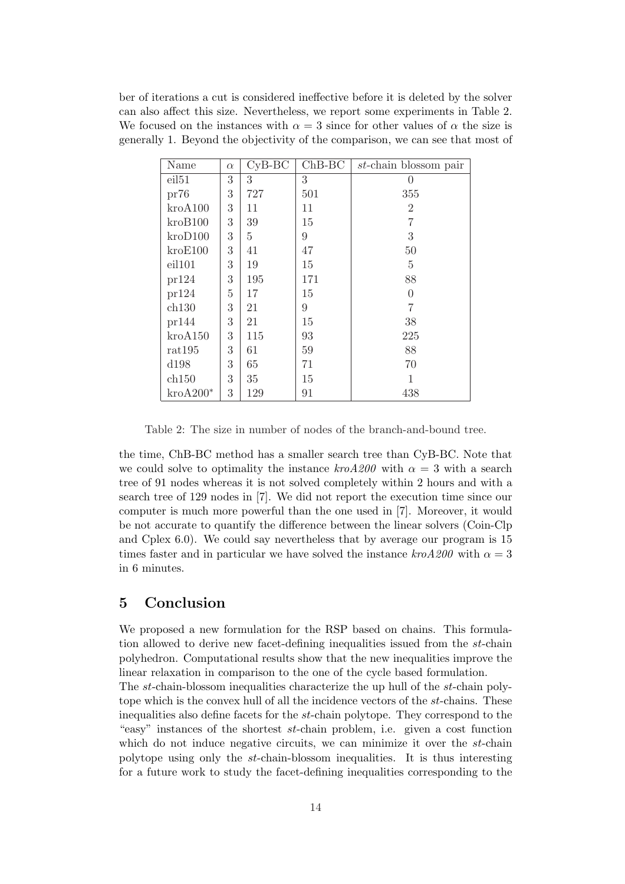ber of iterations a cut is considered ineffective before it is deleted by the solver can also affect this size. Nevertheless, we report some experiments in Table 2. We focused on the instances with $\alpha = 3$ since for other values of $\alpha$ the size is generally 1. Beyond the objectivity of the comparison, we can see that most of

| Name | $\alpha$ | CyB-BC | ChB-BC | $st$-chain blossom pair |
|---|---|---|---|---|
| eil51 | 3 | 3 | 3 | 0 |
| pr76 | 3 | 727 | 501 | 355 |
| kroA100 | 3 | 11 | 11 | 2 |
| kroB100 | 3 | 39 | 15 | 7 |
| kroD100 | 3 | 5 | 9 | 3 |
| kroE100 | 3 | 41 | 47 | 50 |
| eil101 | 3 | 19 | 15 | 5 |
| pr124 | 3 | 195 | 171 | 88 |
| pr124 | 5 | 17 | 15 | 0 |
| ch130 | 3 | 21 | 9 | 7 |
| pr144 | 3 | 21 | 15 | 38 |
| kroA150 | 3 | 115 | 93 | 225 |
| rat195 | 3 | 61 | 59 | 88 |
| d198 | 3 | 65 | 71 | 70 |
| ch150 | 3 | 35 | 15 | 1 |
| kroA200* | 3 | 129 | 91 | 438 |

Table 2: The size in number of nodes of the branch-and-bound tree.

the time, ChB-BC method has a smaller search tree than CyB-BC. Note that we could solve to optimality the instance *kroA200* with $\alpha = 3$ with a search tree of 91 nodes whereas it is not solved completely within 2 hours and with a search tree of 129 nodes in [7]. We did not report the execution time since our computer is much more powerful than the one used in [7]. Moreover, it would be not accurate to quantify the difference between the linear solvers (Coin-Clp and Cplex 6.0). We could say nevertheless that by average our program is 15 times faster and in particular we have solved the instance *kroA200* with $\alpha = 3$ in 6 minutes.

## 5 Conclusion

We proposed a new formulation for the RSP based on chains. This formulation allowed to derive new facet-defining inequalities issued from the $st$-chain polyhedron. Computational results show that the new inequalities improve the linear relaxation in comparison to the one of the cycle based formulation.

The $st$-chain-blossom inequalities characterize the up hull of the $st$-chain polytope which is the convex hull of all the incidence vectors of the $st$-chains. These inequalities also define facets for the $st$-chain polytope. They correspond to the "easy" instances of the shortest $st$-chain problem, i.e. given a cost function which do not induce negative circuits, we can minimize it over the $st$-chain polytope using only the $st$-chain-blossom inequalities. It is thus interesting for a future work to study the facet-defining inequalities corresponding to the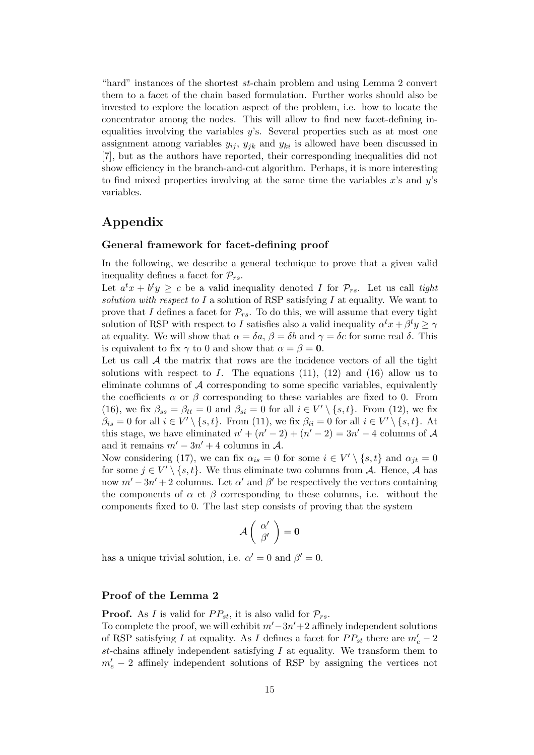"hard" instances of the shortest $st$-chain problem and using Lemma 2 convert them to a facet of the chain based formulation. Further works should also be invested to explore the location aspect of the problem, i.e. how to locate the concentrator among the nodes. This will allow to find new facet-defining inequalities involving the variables $y$'s. Several properties such as at most one assignment among variables $y_{ij}$, $y_{jk}$ and $y_{ki}$ is allowed have been discussed in [7], but as the authors have reported, their corresponding inequalities did not show efficiency in the branch-and-cut algorithm. Perhaps, it is more interesting to find mixed properties involving at the same time the variables $x$'s and $y$'s variables.

## Appendix

### General framework for facet-defining proof

In the following, we describe a general technique to prove that a given valid inequality defines a facet for $\mathcal{P}_{rs}$.

Let $a^t x + b^t y \geq c$ be a valid inequality denoted $I$ for $\mathcal{P}_{rs}$. Let us call *tight solution with respect to* $I$ a solution of RSP satisfying $I$ at equality. We want to prove that $I$ defines a facet for $\mathcal{P}_{rs}$. To do this, we will assume that every tight solution of RSP with respect to $I$ satisfies also a valid inequality $\alpha^t x + \beta^t y \geq \gamma$ at equality. We will show that $\alpha = \delta a$, $\beta = \delta b$ and $\gamma = \delta c$ for some real $\delta$. This is equivalent to fix $\gamma$ to 0 and show that $\alpha = \beta = \mathbf{0}$.

Let us call $\mathcal{A}$ the matrix that rows are the incidence vectors of all the tight solutions with respect to $I$. The equations (11), (12) and (16) allow us to eliminate columns of $\mathcal{A}$ corresponding to some specific variables, equivalently the coefficients $\alpha$ or $\beta$ corresponding to these variables are fixed to 0. From (16), we fix $\beta_{ss} = \beta_{tt} = 0$ and $\beta_{si} = 0$ for all $i \in V' \setminus \{s,t\}$. From (12), we fix $\beta_{is} = 0$ for all $i \in V' \setminus \{s,t\}$. From (11), we fix $\beta_{ii} = 0$ for all $i \in V' \setminus \{s,t\}$. At this stage, we have eliminated $n' + (n'-2) + (n'-2) = 3n' - 4$ columns of $\mathcal{A}$ and it remains $m' - 3n' + 4$ columns in $\mathcal{A}$.

Now considering (17), we can fix $\alpha_{is} = 0$ for some $i \in V' \setminus \{s,t\}$ and $\alpha_{jt} = 0$ for some $j \in V' \setminus \{s,t\}$. We thus eliminate two columns from $\mathcal{A}$. Hence, $\mathcal{A}$ has now $m' - 3n' + 2$ columns. Let $\alpha'$ and $\beta'$ be respectively the vectors containing the components of $\alpha$ et $\beta$ corresponding to these columns, i.e. without the components fixed to 0. The last step consists of proving that the system

$$\mathcal{A}\begin{pmatrix} \alpha' \\ \beta' \end{pmatrix} = \mathbf{0}$$

has a unique trivial solution, i.e. $\alpha' = 0$ and $\beta' = 0$.

### Proof of the Lemma 2

**Proof.** As $I$ is valid for $PP_{st}$, it is also valid for $\mathcal{P}_{rs}$.

To complete the proof, we will exhibit $m' - 3n' + 2$ affinely independent solutions of RSP satisfying $I$ at equality. As $I$ defines a facet for $PP_{st}$ there are $m'_e - 2$ $st$-chains affinely independent satisfying $I$ at equality. We transform them to $m'_e - 2$ affinely independent solutions of RSP by assigning the vertices not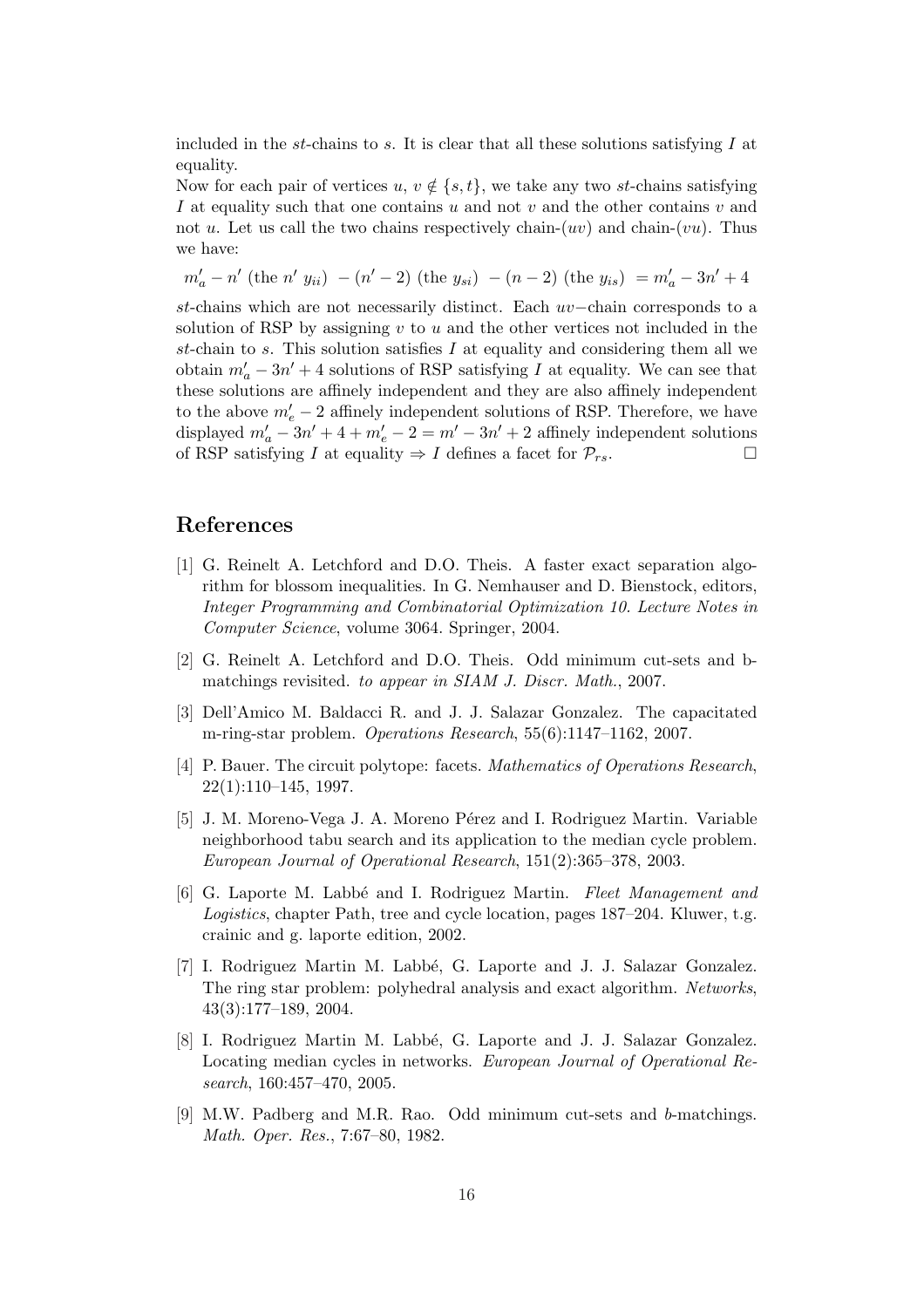included in the $st$-chains to $s$. It is clear that all these solutions satisfying $I$ at equality.

Now for each pair of vertices $u, v \notin \{s,t\}$, we take any two $st$-chains satisfying $I$ at equality such that one contains $u$ and not $v$ and the other contains $v$ and not $u$. Let us call the two chains respectively chain-$(uv)$ and chain-$(vu)$. Thus we have:

$$m'_a - n' \text{ (the } n' \ y_{ii}) \ - (n'-2) \text{ (the } y_{si}) \ - (n-2) \text{ (the } y_{is}) \ = m'_a - 3n' + 4$$

$st$-chains which are not necessarily distinct. Each $uv-$chain corresponds to a solution of RSP by assigning $v$ to $u$ and the other vertices not included in the $st$-chain to $s$. This solution satisfies $I$ at equality and considering them all we obtain $m'_a - 3n' + 4$ solutions of RSP satisfying $I$ at equality. We can see that these solutions are affinely independent and they are also affinely independent to the above $m'_e - 2$ affinely independent solutions of RSP. Therefore, we have displayed $m'_a - 3n' + 4 + m'_e - 2 = m' - 3n' + 2$ affinely independent solutions of RSP satisfying $I$ at equality $\Rightarrow I$ defines a facet for $\mathcal{P}_{rs}$. □

## References

[1] G. Reinelt A. Letchford and D.O. Theis. A faster exact separation algorithm for blossom inequalities. In G. Nemhauser and D. Bienstock, editors, *Integer Programming and Combinatorial Optimization 10. Lecture Notes in Computer Science*, volume 3064. Springer, 2004.

[2] G. Reinelt A. Letchford and D.O. Theis. Odd minimum cut-sets and b-matchings revisited. *to appear in SIAM J. Discr. Math.*, 2007.

[3] Dell'Amico M. Baldacci R. and J. J. Salazar Gonzalez. The capacitated m-ring-star problem. *Operations Research*, 55(6):1147–1162, 2007.

[4] P. Bauer. The circuit polytope: facets. *Mathematics of Operations Research*, 22(1):110–145, 1997.

[5] J. M. Moreno-Vega J. A. Moreno Pérez and I. Rodriguez Martin. Variable neighborhood tabu search and its application to the median cycle problem. *European Journal of Operational Research*, 151(2):365–378, 2003.

[6] G. Laporte M. Labbé and I. Rodriguez Martin. *Fleet Management and Logistics*, chapter Path, tree and cycle location, pages 187–204. Kluwer, t.g. crainic and g. laporte edition, 2002.

[7] I. Rodriguez Martin M. Labbé, G. Laporte and J. J. Salazar Gonzalez. The ring star problem: polyhedral analysis and exact algorithm. *Networks*, 43(3):177–189, 2004.

[8] I. Rodriguez Martin M. Labbé, G. Laporte and J. J. Salazar Gonzalez. Locating median cycles in networks. *European Journal of Operational Research*, 160:457–470, 2005.

[9] M.W. Padberg and M.R. Rao. Odd minimum cut-sets and $b$-matchings. *Math. Oper. Res.*, 7:67–80, 1982.